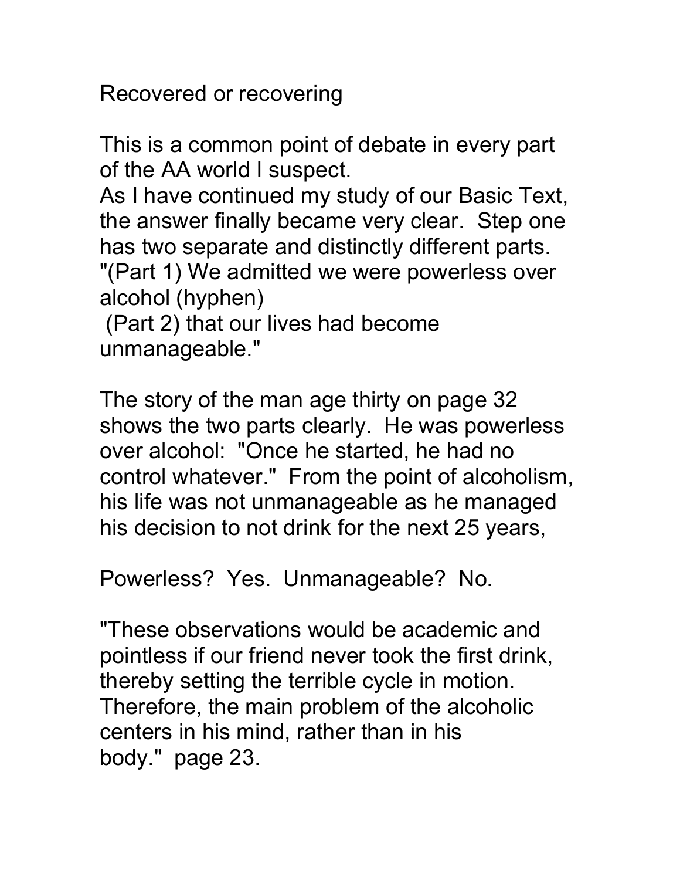# Recovered or recovering

This is a common point of debate in every part of the AA world I suspect.
As I have continued my study of our Basic Text, the answer finally became very clear. Step one has two separate and distinctly different parts.
"(Part 1) We admitted we were powerless over alcohol (hyphen)
(Part 2) that our lives had become unmanageable."

The story of the man age thirty on page 32 shows the two parts clearly. He was powerless over alcohol: "Once he started, he had no control whatever." From the point of alcoholism, his life was not unmanageable as he managed his decision to not drink for the next 25 years,

Powerless? Yes. Unmanageable? No.

"These observations would be academic and pointless if our friend never took the first drink, thereby setting the terrible cycle in motion. Therefore, the main problem of the alcoholic centers in his mind, rather than in his body." page 23.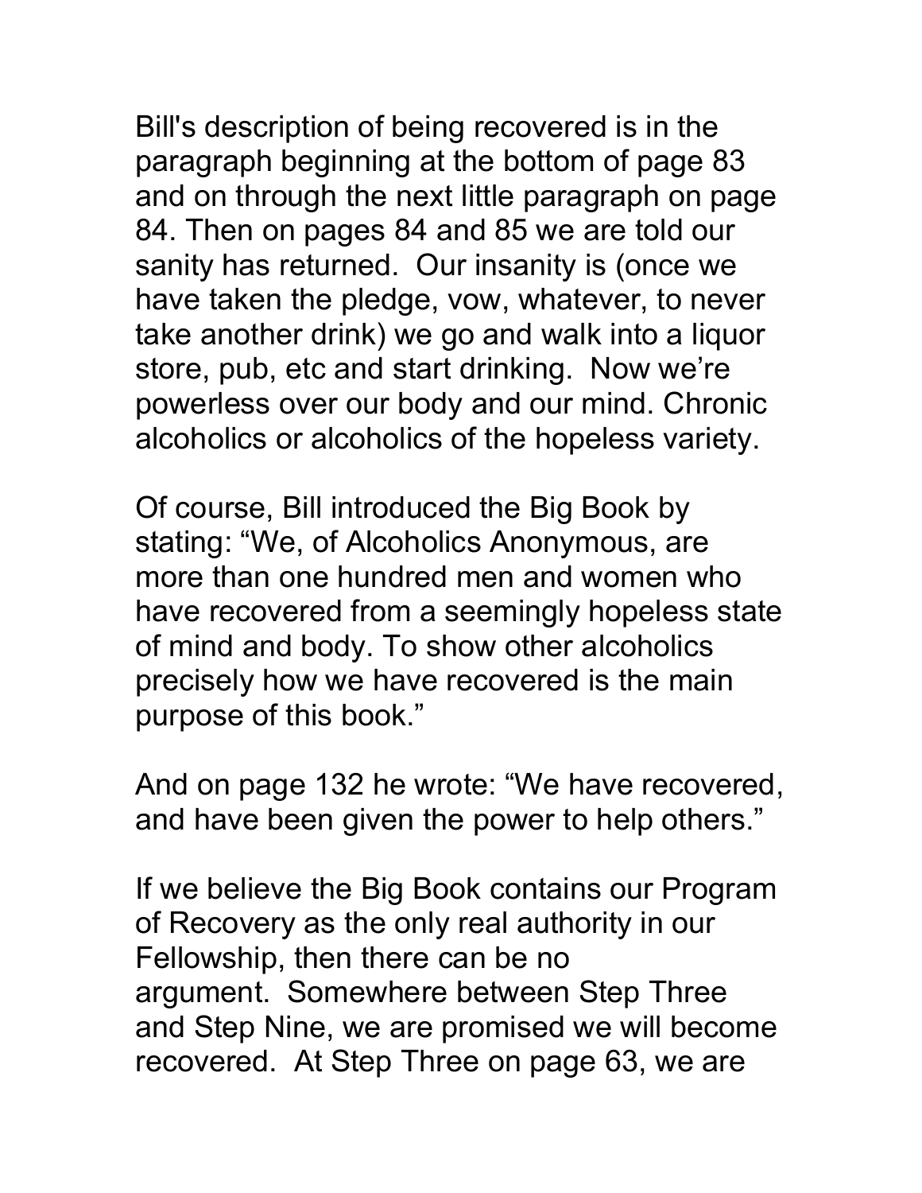Bill's description of being recovered is in the paragraph beginning at the bottom of page 83 and on through the next little paragraph on page 84. Then on pages 84 and 85 we are told our sanity has returned. Our insanity is (once we have taken the pledge, vow, whatever, to never take another drink) we go and walk into a liquor store, pub, etc and start drinking. Now we're powerless over our body and our mind. Chronic alcoholics or alcoholics of the hopeless variety.

Of course, Bill introduced the Big Book by stating: "We, of Alcoholics Anonymous, are more than one hundred men and women who have recovered from a seemingly hopeless state of mind and body. To show other alcoholics precisely how we have recovered is the main purpose of this book."

And on page 132 he wrote: "We have recovered, and have been given the power to help others."

If we believe the Big Book contains our Program of Recovery as the only real authority in our Fellowship, then there can be no argument. Somewhere between Step Three and Step Nine, we are promised we will become recovered. At Step Three on page 63, we are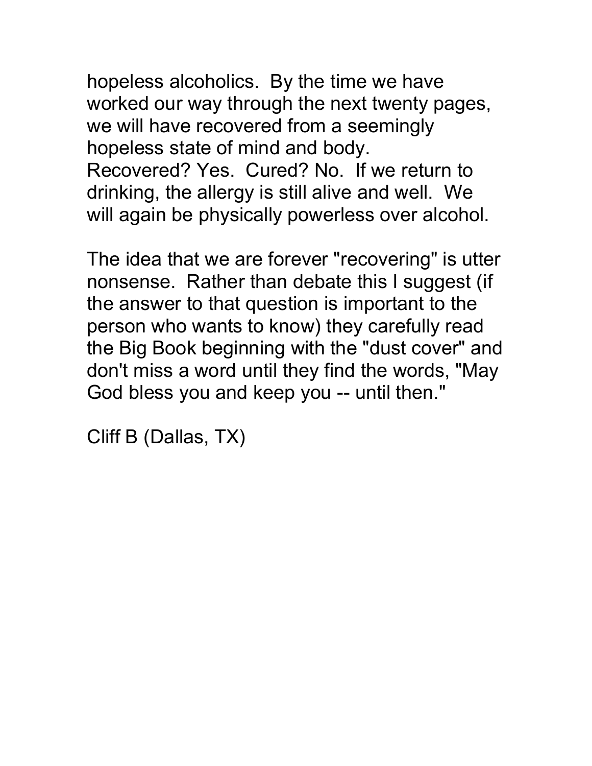hopeless alcoholics. By the time we have worked our way through the next twenty pages, we will have recovered from a seemingly hopeless state of mind and body. Recovered? Yes. Cured? No. If we return to drinking, the allergy is still alive and well. We will again be physically powerless over alcohol.

The idea that we are forever "recovering" is utter nonsense. Rather than debate this I suggest (if the answer to that question is important to the person who wants to know) they carefully read the Big Book beginning with the "dust cover" and don't miss a word until they find the words, "May God bless you and keep you -- until then."

Cliff B (Dallas, TX)